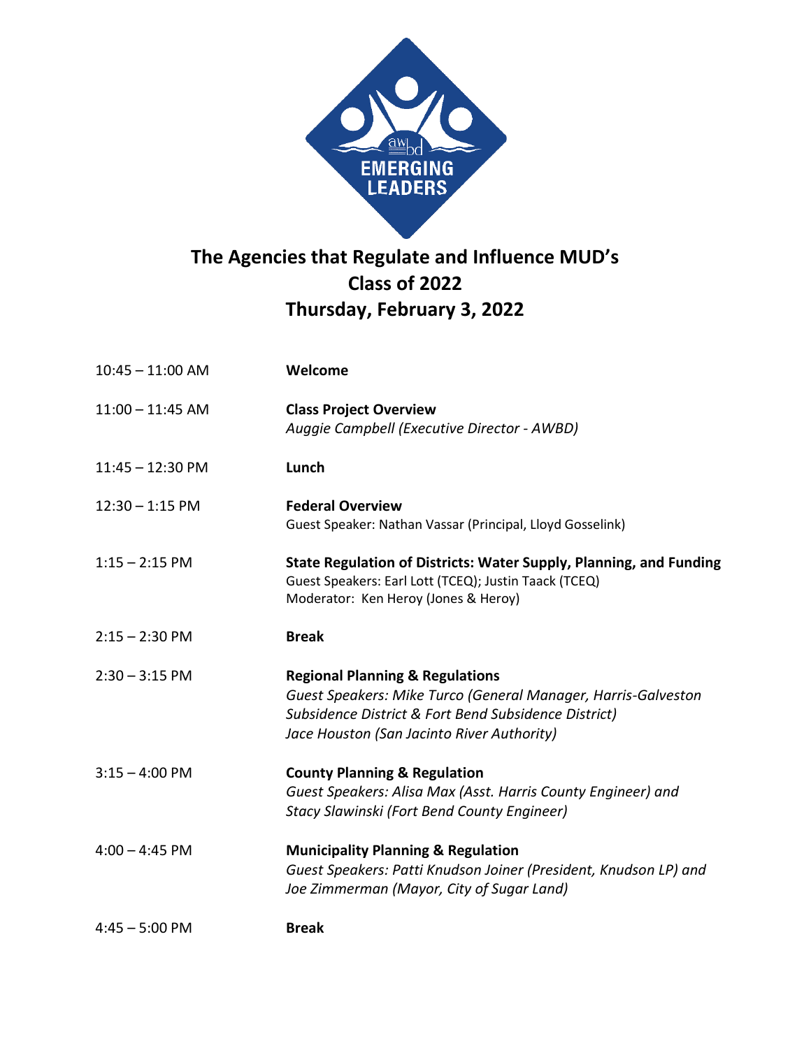# The Agencies that Regulate and Influence MUD's
## Class of 2022
## Thursday, February 3, 2022

| | |
|---|---|
| 10:45 – 11:00 AM | **Welcome** |
| 11:00 – 11:45 AM | **Class Project Overview**<br>*Auggie Campbell (Executive Director - AWBD)* |
| 11:45 – 12:30 PM | **Lunch** |
| 12:30 – 1:15 PM | **Federal Overview**<br>Guest Speaker: Nathan Vassar (Principal, Lloyd Gosselink) |
| 1:15 – 2:15 PM | **State Regulation of Districts: Water Supply, Planning, and Funding**<br>Guest Speakers: Earl Lott (TCEQ); Justin Taack (TCEQ)<br>Moderator: Ken Heroy (Jones & Heroy) |
| 2:15 – 2:30 PM | **Break** |
| 2:30 – 3:15 PM | **Regional Planning & Regulations**<br>*Guest Speakers: Mike Turco (General Manager, Harris-Galveston Subsidence District & Fort Bend Subsidence District)*<br>*Jace Houston (San Jacinto River Authority)* |
| 3:15 – 4:00 PM | **County Planning & Regulation**<br>*Guest Speakers: Alisa Max (Asst. Harris County Engineer) and Stacy Slawinski (Fort Bend County Engineer)* |
| 4:00 – 4:45 PM | **Municipality Planning & Regulation**<br>*Guest Speakers: Patti Knudson Joiner (President, Knudson LP) and Joe Zimmerman (Mayor, City of Sugar Land)* |
| 4:45 – 5:00 PM | **Break** |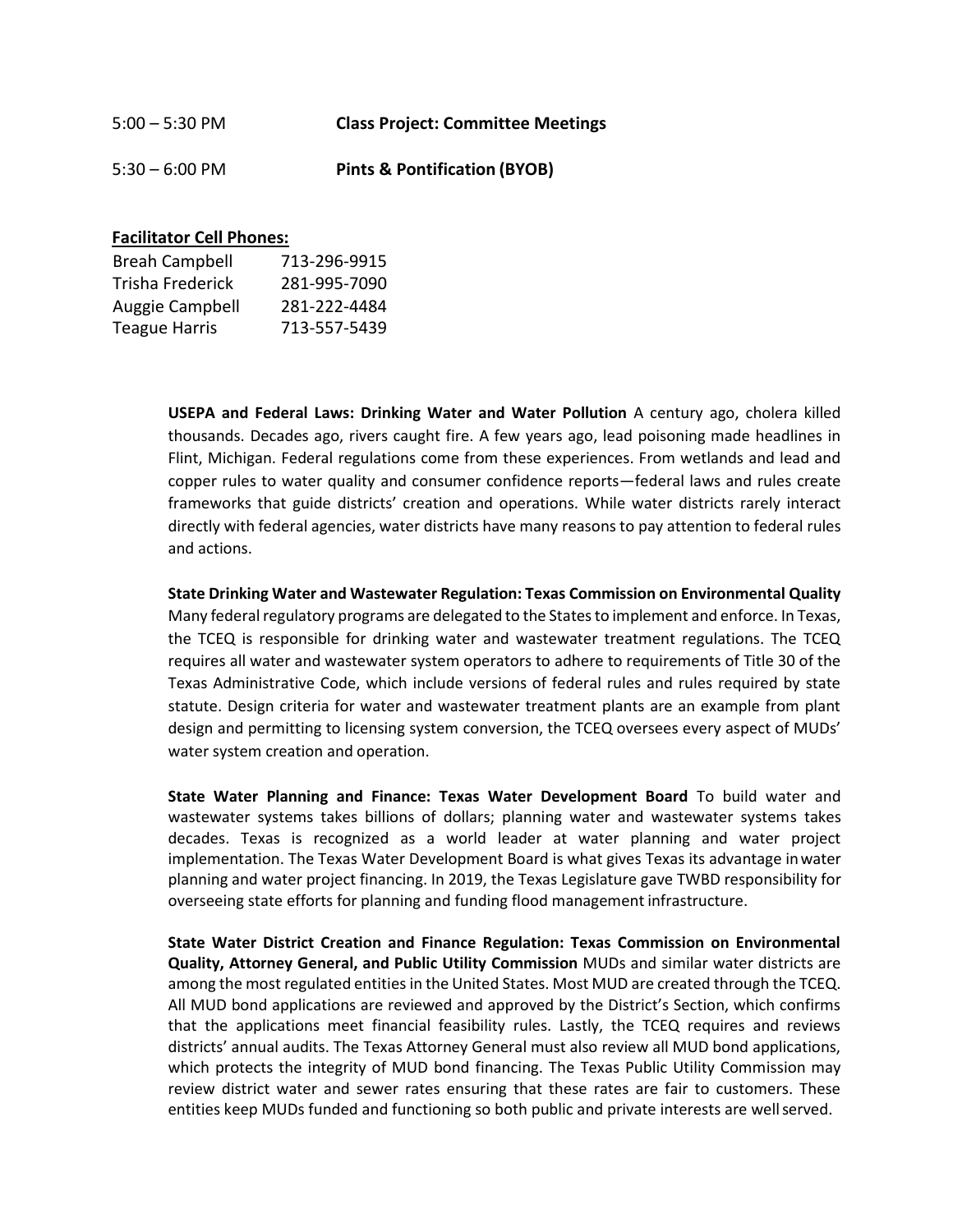5:00 – 5:30 PM **Class Project: Committee Meetings**

5:30 – 6:00 PM **Pints & Pontification (BYOB)**

**Facilitator Cell Phones:**

| | |
|---|---|
| Breah Campbell | 713-296-9915 |
| Trisha Frederick | 281-995-7090 |
| Auggie Campbell | 281-222-4484 |
| Teague Harris | 713-557-5439 |

**USEPA and Federal Laws: Drinking Water and Water Pollution** A century ago, cholera killed thousands. Decades ago, rivers caught fire. A few years ago, lead poisoning made headlines in Flint, Michigan. Federal regulations come from these experiences. From wetlands and lead and copper rules to water quality and consumer confidence reports—federal laws and rules create frameworks that guide districts' creation and operations. While water districts rarely interact directly with federal agencies, water districts have many reasons to pay attention to federal rules and actions.

**State Drinking Water and Wastewater Regulation: Texas Commission on Environmental Quality** Many federal regulatory programs are delegated to the States to implement and enforce. In Texas, the TCEQ is responsible for drinking water and wastewater treatment regulations. The TCEQ requires all water and wastewater system operators to adhere to requirements of Title 30 of the Texas Administrative Code, which include versions of federal rules and rules required by state statute. Design criteria for water and wastewater treatment plants are an example from plant design and permitting to licensing system conversion, the TCEQ oversees every aspect of MUDs' water system creation and operation.

**State Water Planning and Finance: Texas Water Development Board** To build water and wastewater systems takes billions of dollars; planning water and wastewater systems takes decades. Texas is recognized as a world leader at water planning and water project implementation. The Texas Water Development Board is what gives Texas its advantage in water planning and water project financing. In 2019, the Texas Legislature gave TWBD responsibility for overseeing state efforts for planning and funding flood management infrastructure.

**State Water District Creation and Finance Regulation: Texas Commission on Environmental Quality, Attorney General, and Public Utility Commission** MUDs and similar water districts are among the most regulated entities in the United States. Most MUD are created through the TCEQ. All MUD bond applications are reviewed and approved by the District's Section, which confirms that the applications meet financial feasibility rules. Lastly, the TCEQ requires and reviews districts' annual audits. The Texas Attorney General must also review all MUD bond applications, which protects the integrity of MUD bond financing. The Texas Public Utility Commission may review district water and sewer rates ensuring that these rates are fair to customers. These entities keep MUDs funded and functioning so both public and private interests are well served.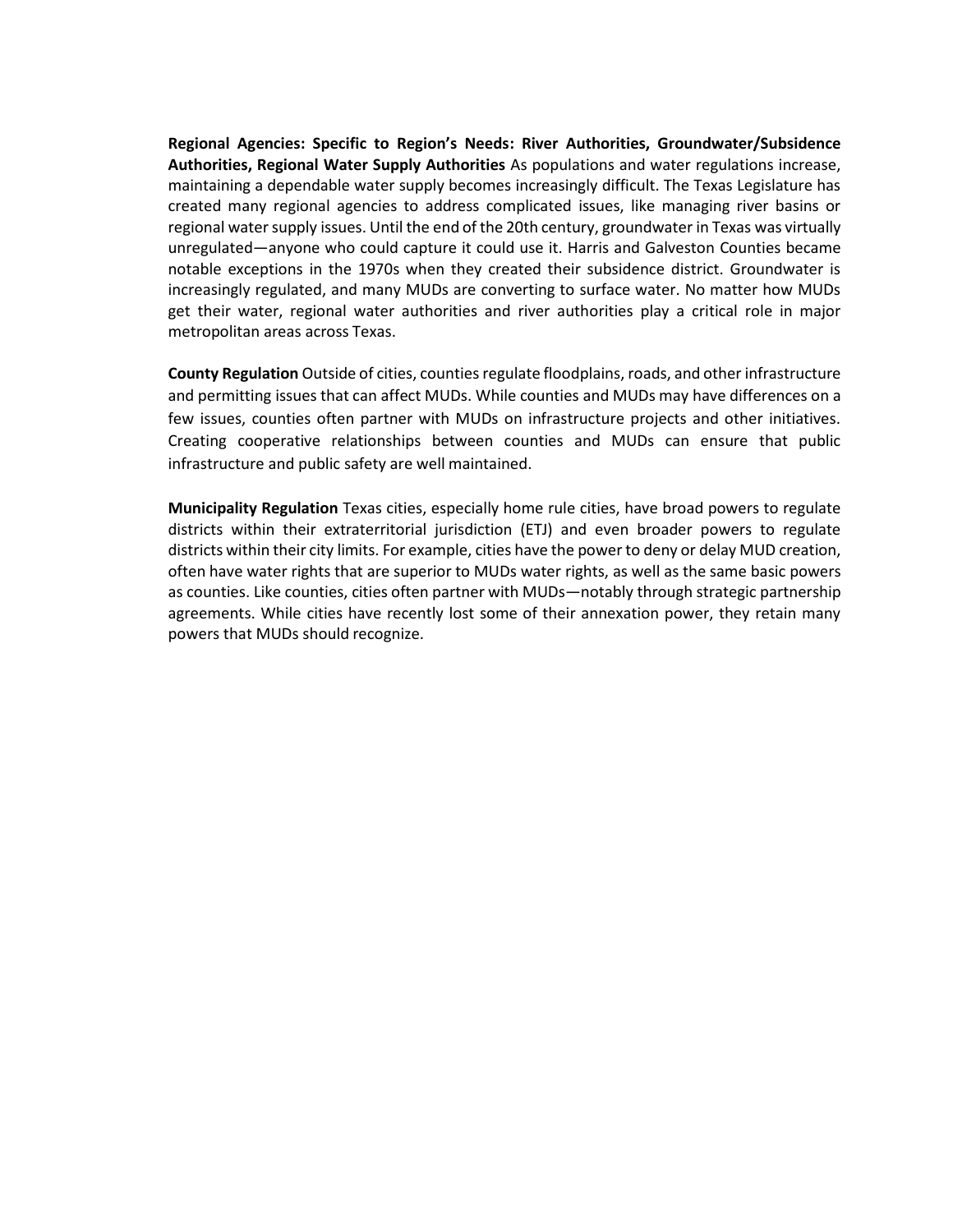**Regional Agencies: Specific to Region's Needs: River Authorities, Groundwater/Subsidence Authorities, Regional Water Supply Authorities** As populations and water regulations increase, maintaining a dependable water supply becomes increasingly difficult. The Texas Legislature has created many regional agencies to address complicated issues, like managing river basins or regional water supply issues. Until the end of the 20th century, groundwater in Texas was virtually unregulated—anyone who could capture it could use it. Harris and Galveston Counties became notable exceptions in the 1970s when they created their subsidence district. Groundwater is increasingly regulated, and many MUDs are converting to surface water. No matter how MUDs get their water, regional water authorities and river authorities play a critical role in major metropolitan areas across Texas.

**County Regulation** Outside of cities, counties regulate floodplains, roads, and other infrastructure and permitting issues that can affect MUDs. While counties and MUDs may have differences on a few issues, counties often partner with MUDs on infrastructure projects and other initiatives. Creating cooperative relationships between counties and MUDs can ensure that public infrastructure and public safety are well maintained.

**Municipality Regulation** Texas cities, especially home rule cities, have broad powers to regulate districts within their extraterritorial jurisdiction (ETJ) and even broader powers to regulate districts within their city limits. For example, cities have the power to deny or delay MUD creation, often have water rights that are superior to MUDs water rights, as well as the same basic powers as counties. Like counties, cities often partner with MUDs—notably through strategic partnership agreements. While cities have recently lost some of their annexation power, they retain many powers that MUDs should recognize.